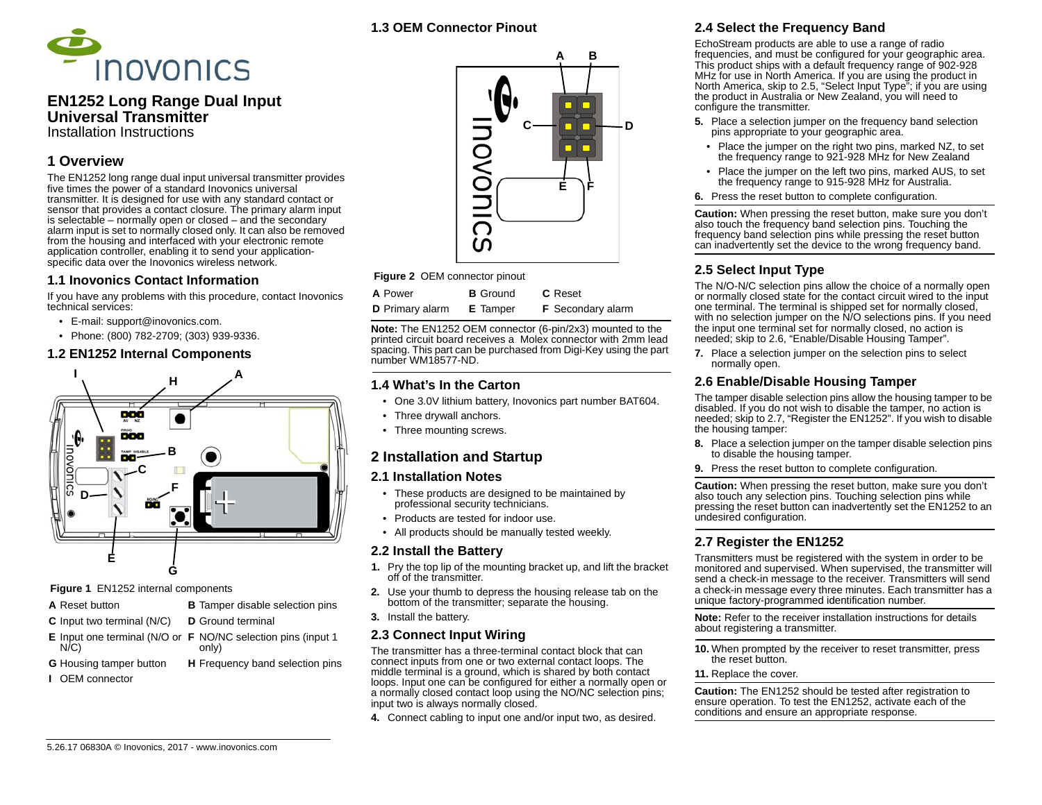# EN1252 Long Range Dual Input Universal Transmitter

Installation Instructions

## 1 Overview

The EN1252 long range dual input universal transmitter provides five times the power of a standard Inovonics universal transmitter. It is designed for use with any standard contact or sensor that provides a contact closure. The primary alarm input is selectable – normally open or closed – and the secondary alarm input is set to normally closed only. It can also be removed from the housing and interfaced with your electronic remote application controller, enabling it to send your application-specific data over the Inovonics wireless network.

### 1.1 Inovonics Contact Information

If you have any problems with this procedure, contact Inovonics technical services:

- E-mail: support@inovonics.com.
- Phone: (800) 782-2709; (303) 939-9336.

### 1.2 EN1252 Internal Components

**Figure 1** EN1252 internal components

| | |
|---|---|
| **A** Reset button | **B** Tamper disable selection pins |
| **C** Input two terminal (N/C) | **D** Ground terminal |
| **E** Input one terminal (N/O or N/C) | **F** NO/NC selection pins (input 1 only) |
| **G** Housing tamper button | **H** Frequency band selection pins |
| **I** OEM connector | |

### 1.3 OEM Connector Pinout

**Figure 2** OEM connector pinout

| | | |
|---|---|---|
| **A** Power | **B** Ground | **C** Reset |
| **D** Primary alarm | **E** Tamper | **F** Secondary alarm |

**Note:** The EN1252 OEM connector (6-pin/2x3) mounted to the printed circuit board receives a Molex connector with 2mm lead spacing. This part can be purchased from Digi-Key using the part number WM18577-ND.

### 1.4 What's In the Carton

- One 3.0V lithium battery, Inovonics part number BAT604.
- Three drywall anchors.
- Three mounting screws.

## 2 Installation and Startup

### 2.1 Installation Notes

- These products are designed to be maintained by professional security technicians.
- Products are tested for indoor use.
- All products should be manually tested weekly.

### 2.2 Install the Battery

1. Pry the top lip of the mounting bracket up, and lift the bracket off of the transmitter.
2. Use your thumb to depress the housing release tab on the bottom of the transmitter; separate the housing.
3. Install the battery.

### 2.3 Connect Input Wiring

The transmitter has a three-terminal contact block that can connect inputs from one or two external contact loops. The middle terminal is a ground, which is shared by both contact loops. Input one can be configured for either a normally open or a normally closed contact loop using the NO/NC selection pins; input two is always normally closed.

4. Connect cabling to input one and/or input two, as desired.

### 2.4 Select the Frequency Band

EchoStream products are able to use a range of radio frequencies, and must be configured for your geographic area. This product ships with a default frequency range of 902-928 MHz for use in North America. If you are using the product in North America, skip to 2.5, "Select Input Type"; if you are using the product in Australia or New Zealand, you will need to configure the transmitter.

5. Place a selection jumper on the frequency band selection pins appropriate to your geographic area.
   - Place the jumper on the right two pins, marked NZ, to set the frequency range to 921-928 MHz for New Zealand
   - Place the jumper on the left two pins, marked AUS, to set the frequency range to 915-928 MHz for Australia.
6. Press the reset button to complete configuration.

**Caution:** When pressing the reset button, make sure you don't also touch the frequency band selection pins. Touching the frequency band selection pins while pressing the reset button can inadvertently set the device to the wrong frequency band.

### 2.5 Select Input Type

The N/O-N/C selection pins allow the choice of a normally open or normally closed state for the contact circuit wired to the input one terminal. The terminal is shipped set for normally closed, with no selection jumper on the N/O selections pins. If you need the input one terminal set for normally closed, no action is needed; skip to 2.6, "Enable/Disable Housing Tamper".

7. Place a selection jumper on the selection pins to select normally open.

### 2.6 Enable/Disable Housing Tamper

The tamper disable selection pins allow the housing tamper to be disabled. If you do not wish to disable the tamper, no action is needed; skip to 2.7, "Register the EN1252". If you wish to disable the housing tamper:

8. Place a selection jumper on the tamper disable selection pins to disable the housing tamper.
9. Press the reset button to complete configuration.

**Caution:** When pressing the reset button, make sure you don't also touch any selection pins. Touching selection pins while pressing the reset button can inadvertently set the EN1252 to an undesired configuration.

### 2.7 Register the EN1252

Transmitters must be registered with the system in order to be monitored and supervised. When supervised, the transmitter will send a check-in message to the receiver. Transmitters will send a check-in message every three minutes. Each transmitter has a unique factory-programmed identification number.

**Note:** Refer to the receiver installation instructions for details about registering a transmitter.

10. When prompted by the receiver to reset transmitter, press the reset button.
11. Replace the cover.

**Caution:** The EN1252 should be tested after registration to ensure operation. To test the EN1252, activate each of the conditions and ensure an appropriate response.

5.26.17 06830A © Inovonics, 2017 - www.inovonics.com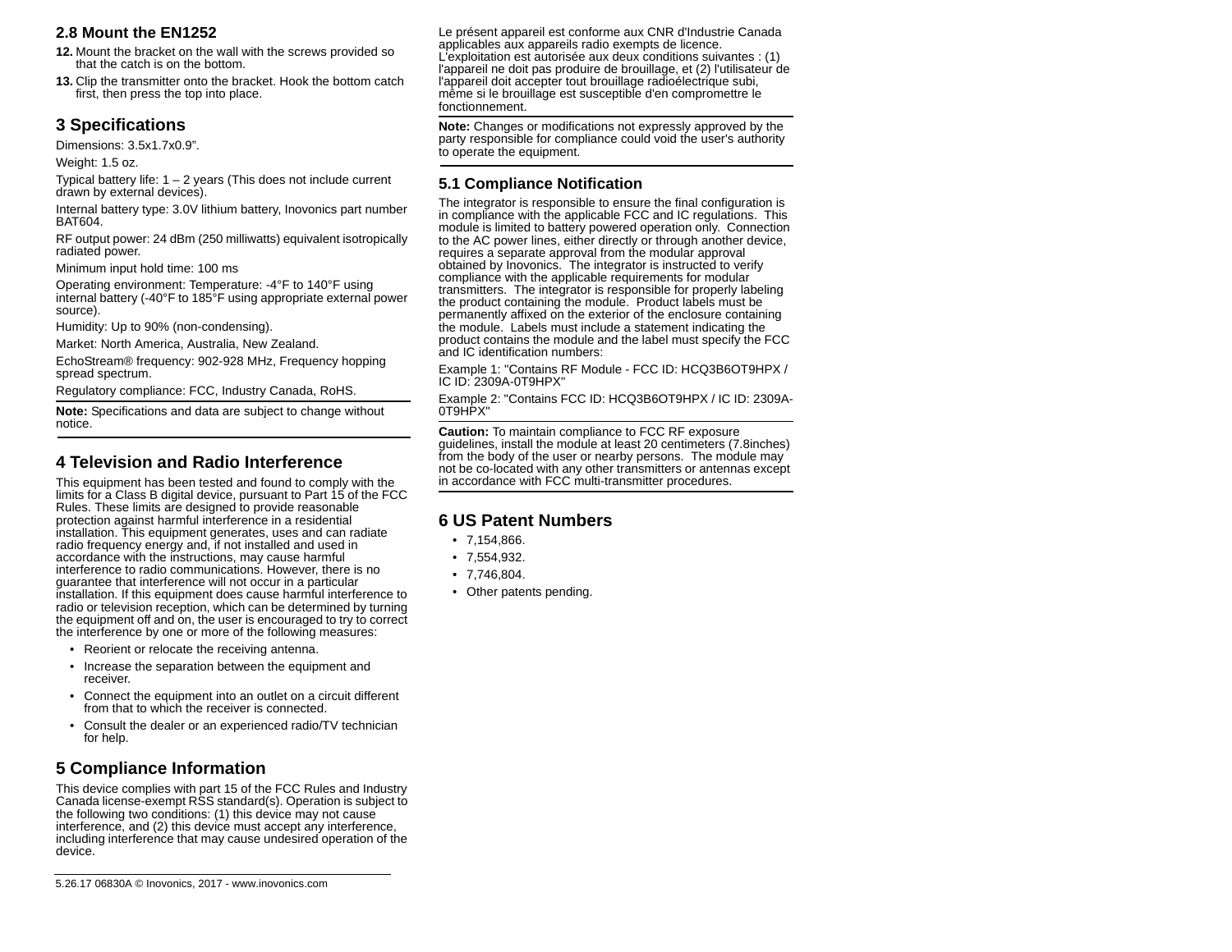### 2.8 Mount the EN1252

12. Mount the bracket on the wall with the screws provided so that the catch is on the bottom.
13. Clip the transmitter onto the bracket. Hook the bottom catch first, then press the top into place.

## 3 Specifications

Dimensions: 3.5x1.7x0.9".

Weight: 1.5 oz.

Typical battery life: 1 – 2 years (This does not include current drawn by external devices).

Internal battery type: 3.0V lithium battery, Inovonics part number BAT604.

RF output power: 24 dBm (250 milliwatts) equivalent isotropically radiated power.

Minimum input hold time: 100 ms

Operating environment: Temperature: -4°F to 140°F using internal battery (-40°F to 185°F using appropriate external power source).

Humidity: Up to 90% (non-condensing).

Market: North America, Australia, New Zealand.

EchoStream® frequency: 902-928 MHz, Frequency hopping spread spectrum.

Regulatory compliance: FCC, Industry Canada, RoHS.

**Note:** Specifications and data are subject to change without notice.

## 4 Television and Radio Interference

This equipment has been tested and found to comply with the limits for a Class B digital device, pursuant to Part 15 of the FCC Rules. These limits are designed to provide reasonable protection against harmful interference in a residential installation. This equipment generates, uses and can radiate radio frequency energy and, if not installed and used in accordance with the instructions, may cause harmful interference to radio communications. However, there is no guarantee that interference will not occur in a particular installation. If this equipment does cause harmful interference to radio or television reception, which can be determined by turning the equipment off and on, the user is encouraged to try to correct the interference by one or more of the following measures:

- Reorient or relocate the receiving antenna.
- Increase the separation between the equipment and receiver.
- Connect the equipment into an outlet on a circuit different from that to which the receiver is connected.
- Consult the dealer or an experienced radio/TV technician for help.

## 5 Compliance Information

This device complies with part 15 of the FCC Rules and Industry Canada license-exempt RSS standard(s). Operation is subject to the following two conditions: (1) this device may not cause interference, and (2) this device must accept any interference, including interference that may cause undesired operation of the device.

Le présent appareil est conforme aux CNR d'Industrie Canada applicables aux appareils radio exempts de licence. L'exploitation est autorisée aux deux conditions suivantes : (1) l'appareil ne doit pas produire de brouillage, et (2) l'utilisateur de l'appareil doit accepter tout brouillage radioélectrique subi, même si le brouillage est susceptible d'en compromettre le fonctionnement.

**Note:** Changes or modifications not expressly approved by the party responsible for compliance could void the user's authority to operate the equipment.

### 5.1 Compliance Notification

The integrator is responsible to ensure the final configuration is in compliance with the applicable FCC and IC regulations. This module is limited to battery powered operation only. Connection to the AC power lines, either directly or through another device, requires a separate approval from the modular approval obtained by Inovonics. The integrator is instructed to verify compliance with the applicable requirements for modular transmitters. The integrator is responsible for properly labeling the product containing the module. Product labels must be permanently affixed on the exterior of the enclosure containing the module. Labels must include a statement indicating the product contains the module and the label must specify the FCC and IC identification numbers:

Example 1: "Contains RF Module - FCC ID: HCQ3B6OT9HPX / IC ID: 2309A-0T9HPX"

Example 2: "Contains FCC ID: HCQ3B6OT9HPX / IC ID: 2309A-0T9HPX"

**Caution:** To maintain compliance to FCC RF exposure guidelines, install the module at least 20 centimeters (7.8inches) from the body of the user or nearby persons. The module may not be co-located with any other transmitters or antennas except in accordance with FCC multi-transmitter procedures.

## 6 US Patent Numbers

- 7,154,866.
- 7,554,932.
- 7,746,804.
- Other patents pending.

5.26.17 06830A © Inovonics, 2017 - www.inovonics.com